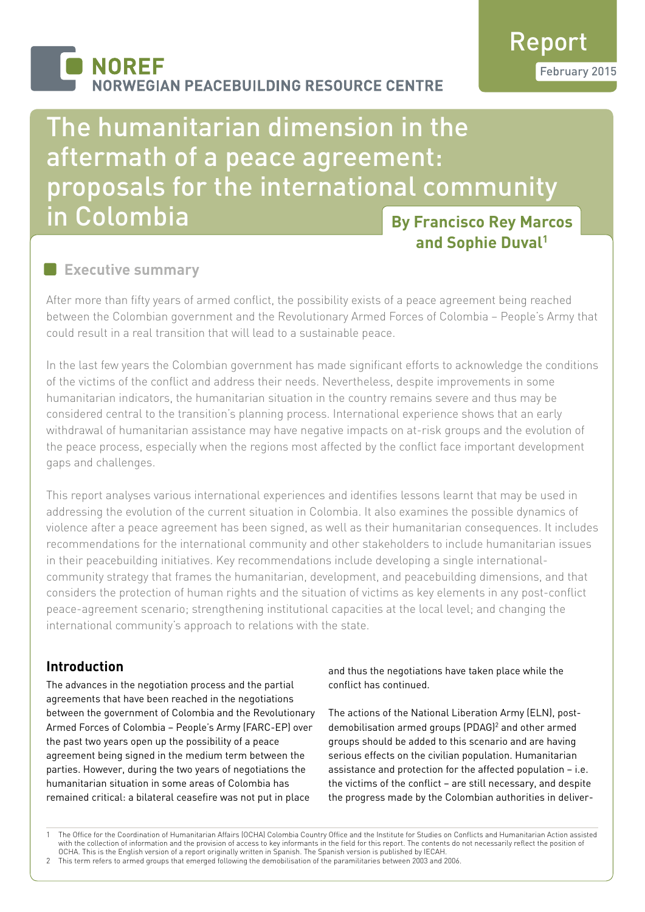NOREF
NORWEGIAN PEACEBUILDING RESOURCE CENTRE

Report
February 2015

# The humanitarian dimension in the aftermath of a peace agreement: proposals for the international community in Colombia

**By Francisco Rey Marcos and Sophie Duval[1]**

## Executive summary

After more than fifty years of armed conflict, the possibility exists of a peace agreement being reached between the Colombian government and the Revolutionary Armed Forces of Colombia – People's Army that could result in a real transition that will lead to a sustainable peace.

In the last few years the Colombian government has made significant efforts to acknowledge the conditions of the victims of the conflict and address their needs. Nevertheless, despite improvements in some humanitarian indicators, the humanitarian situation in the country remains severe and thus may be considered central to the transition's planning process. International experience shows that an early withdrawal of humanitarian assistance may have negative impacts on at-risk groups and the evolution of the peace process, especially when the regions most affected by the conflict face important development gaps and challenges.

This report analyses various international experiences and identifies lessons learnt that may be used in addressing the evolution of the current situation in Colombia. It also examines the possible dynamics of violence after a peace agreement has been signed, as well as their humanitarian consequences. It includes recommendations for the international community and other stakeholders to include humanitarian issues in their peacebuilding initiatives. Key recommendations include developing a single international-community strategy that frames the humanitarian, development, and peacebuilding dimensions, and that considers the protection of human rights and the situation of victims as key elements in any post-conflict peace-agreement scenario; strengthening institutional capacities at the local level; and changing the international community's approach to relations with the state.

## Introduction

The advances in the negotiation process and the partial agreements that have been reached in the negotiations between the government of Colombia and the Revolutionary Armed Forces of Colombia – People's Army (FARC-EP) over the past two years open up the possibility of a peace agreement being signed in the medium term between the parties. However, during the two years of negotiations the humanitarian situation in some areas of Colombia has remained critical: a bilateral ceasefire was not put in place and thus the negotiations have taken place while the conflict has continued.

The actions of the National Liberation Army (ELN), post-demobilisation armed groups (PDAG)[2] and other armed groups should be added to this scenario and are having serious effects on the civilian population. Humanitarian assistance and protection for the affected population – i.e. the victims of the conflict – are still necessary, and despite the progress made by the Colombian authorities in deliver-

---

1 The Office for the Coordination of Humanitarian Affairs (OCHA) Colombia Country Office and the Institute for Studies on Conflicts and Humanitarian Action assisted with the collection of information and the provision of access to key informants in the field for this report. The contents do not necessarily reflect the position of OCHA. This is the English version of a report originally written in Spanish. The Spanish version is published by IECAH.

2 This term refers to armed groups that emerged following the demobilisation of the paramilitaries between 2003 and 2006.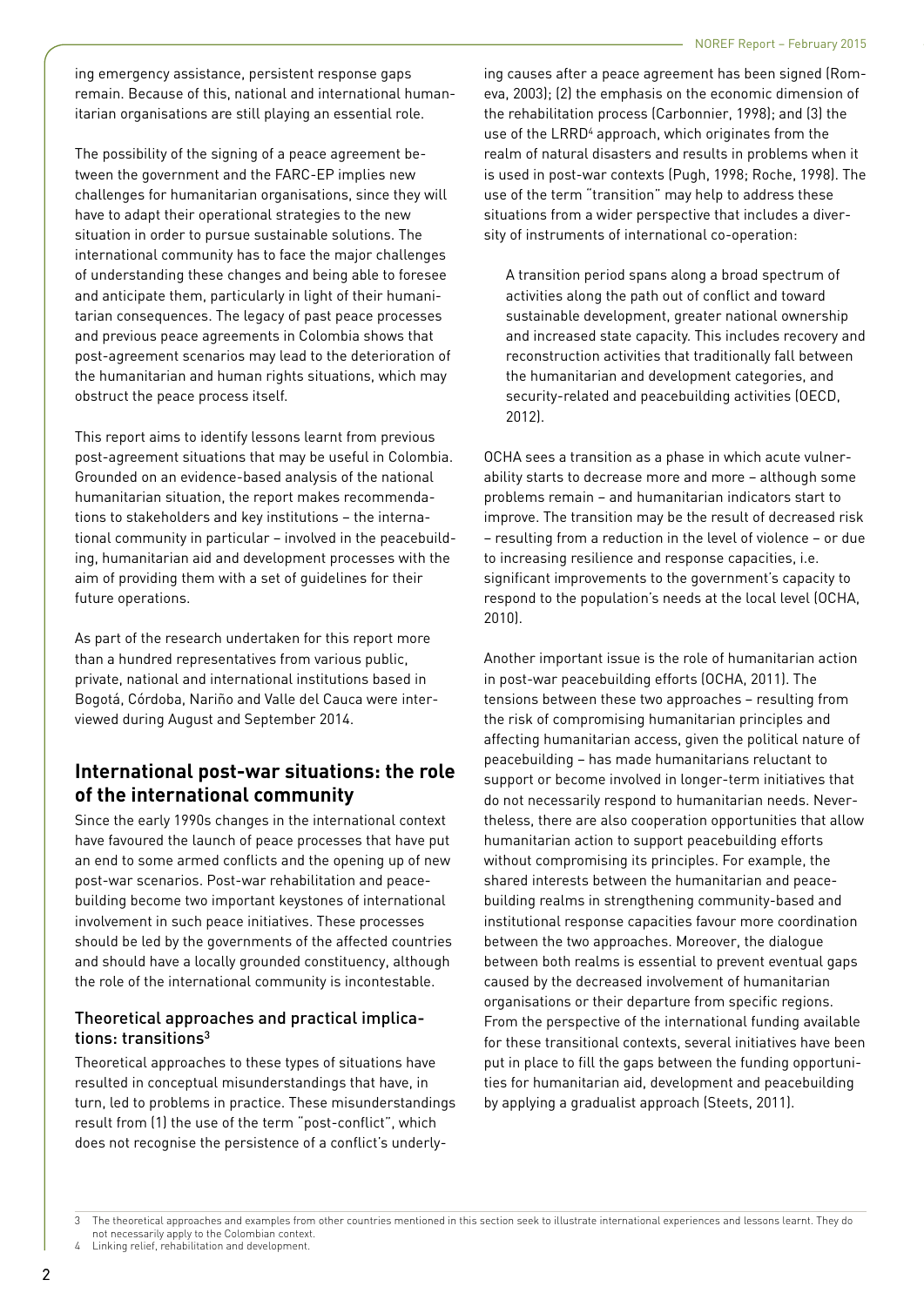ing emergency assistance, persistent response gaps remain. Because of this, national and international humanitarian organisations are still playing an essential role.

The possibility of the signing of a peace agreement between the government and the FARC-EP implies new challenges for humanitarian organisations, since they will have to adapt their operational strategies to the new situation in order to pursue sustainable solutions. The international community has to face the major challenges of understanding these changes and being able to foresee and anticipate them, particularly in light of their humanitarian consequences. The legacy of past peace processes and previous peace agreements in Colombia shows that post-agreement scenarios may lead to the deterioration of the humanitarian and human rights situations, which may obstruct the peace process itself.

This report aims to identify lessons learnt from previous post-agreement situations that may be useful in Colombia. Grounded on an evidence-based analysis of the national humanitarian situation, the report makes recommendations to stakeholders and key institutions – the international community in particular – involved in the peacebuilding, humanitarian aid and development processes with the aim of providing them with a set of guidelines for their future operations.

As part of the research undertaken for this report more than a hundred representatives from various public, private, national and international institutions based in Bogotá, Córdoba, Nariño and Valle del Cauca were interviewed during August and September 2014.

## International post-war situations: the role of the international community

Since the early 1990s changes in the international context have favoured the launch of peace processes that have put an end to some armed conflicts and the opening up of new post-war scenarios. Post-war rehabilitation and peacebuilding become two important keystones of international involvement in such peace initiatives. These processes should be led by the governments of the affected countries and should have a locally grounded constituency, although the role of the international community is incontestable.

### Theoretical approaches and practical implications: transitions[3]

Theoretical approaches to these types of situations have resulted in conceptual misunderstandings that have, in turn, led to problems in practice. These misunderstandings result from (1) the use of the term "post-conflict", which does not recognise the persistence of a conflict's underlying causes after a peace agreement has been signed (Romeva, 2003); (2) the emphasis on the economic dimension of the rehabilitation process (Carbonnier, 1998); and (3) the use of the LRRD[4] approach, which originates from the realm of natural disasters and results in problems when it is used in post-war contexts (Pugh, 1998; Roche, 1998). The use of the term "transition" may help to address these situations from a wider perspective that includes a diversity of instruments of international co-operation:

> A transition period spans along a broad spectrum of activities along the path out of conflict and toward sustainable development, greater national ownership and increased state capacity. This includes recovery and reconstruction activities that traditionally fall between the humanitarian and development categories, and security-related and peacebuilding activities (OECD, 2012).

OCHA sees a transition as a phase in which acute vulnerability starts to decrease more and more – although some problems remain – and humanitarian indicators start to improve. The transition may be the result of decreased risk – resulting from a reduction in the level of violence – or due to increasing resilience and response capacities, i.e. significant improvements to the government's capacity to respond to the population's needs at the local level (OCHA, 2010).

Another important issue is the role of humanitarian action in post-war peacebuilding efforts (OCHA, 2011). The tensions between these two approaches – resulting from the risk of compromising humanitarian principles and affecting humanitarian access, given the political nature of peacebuilding – has made humanitarians reluctant to support or become involved in longer-term initiatives that do not necessarily respond to humanitarian needs. Nevertheless, there are also cooperation opportunities that allow humanitarian action to support peacebuilding efforts without compromising its principles. For example, the shared interests between the humanitarian and peacebuilding realms in strengthening community-based and institutional response capacities favour more coordination between the two approaches. Moreover, the dialogue between both realms is essential to prevent eventual gaps caused by the decreased involvement of humanitarian organisations or their departure from specific regions. From the perspective of the international funding available for these transitional contexts, several initiatives have been put in place to fill the gaps between the funding opportunities for humanitarian aid, development and peacebuilding by applying a gradualist approach (Steets, 2011).

---

3 The theoretical approaches and examples from other countries mentioned in this section seek to illustrate international experiences and lessons learnt. They do not necessarily apply to the Colombian context.

4 Linking relief, rehabilitation and development.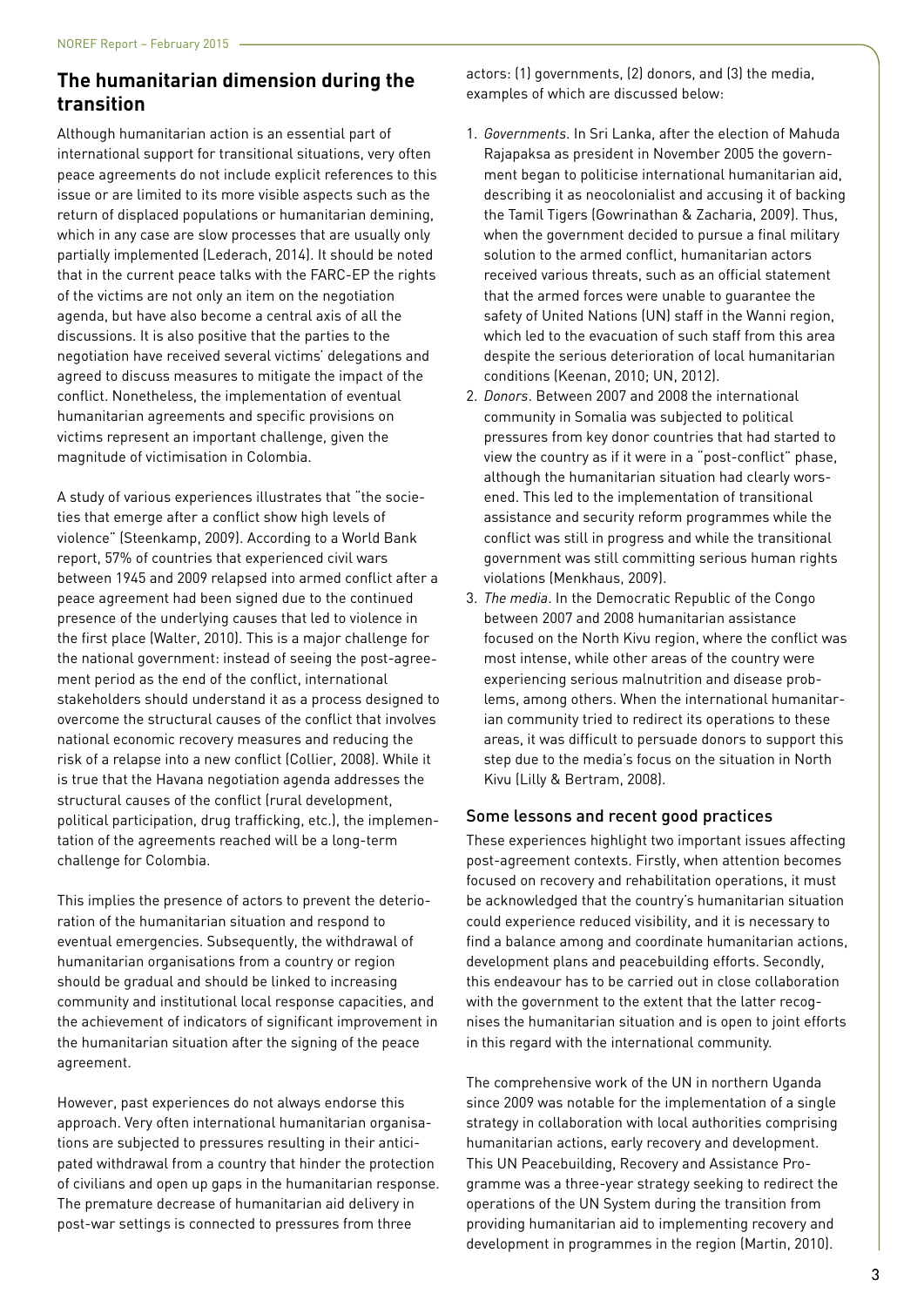## The humanitarian dimension during the transition

Although humanitarian action is an essential part of international support for transitional situations, very often peace agreements do not include explicit references to this issue or are limited to its more visible aspects such as the return of displaced populations or humanitarian demining, which in any case are slow processes that are usually only partially implemented (Lederach, 2014). It should be noted that in the current peace talks with the FARC-EP the rights of the victims are not only an item on the negotiation agenda, but have also become a central axis of all the discussions. It is also positive that the parties to the negotiation have received several victims' delegations and agreed to discuss measures to mitigate the impact of the conflict. Nonetheless, the implementation of eventual humanitarian agreements and specific provisions on victims represent an important challenge, given the magnitude of victimisation in Colombia.

A study of various experiences illustrates that "the societies that emerge after a conflict show high levels of violence" (Steenkamp, 2009). According to a World Bank report, 57% of countries that experienced civil wars between 1945 and 2009 relapsed into armed conflict after a peace agreement had been signed due to the continued presence of the underlying causes that led to violence in the first place (Walter, 2010). This is a major challenge for the national government: instead of seeing the post-agreement period as the end of the conflict, international stakeholders should understand it as a process designed to overcome the structural causes of the conflict that involves national economic recovery measures and reducing the risk of a relapse into a new conflict (Collier, 2008). While it is true that the Havana negotiation agenda addresses the structural causes of the conflict (rural development, political participation, drug trafficking, etc.), the implementation of the agreements reached will be a long-term challenge for Colombia.

This implies the presence of actors to prevent the deterioration of the humanitarian situation and respond to eventual emergencies. Subsequently, the withdrawal of humanitarian organisations from a country or region should be gradual and should be linked to increasing community and institutional local response capacities, and the achievement of indicators of significant improvement in the humanitarian situation after the signing of the peace agreement.

However, past experiences do not always endorse this approach. Very often international humanitarian organisations are subjected to pressures resulting in their anticipated withdrawal from a country that hinder the protection of civilians and open up gaps in the humanitarian response. The premature decrease of humanitarian aid delivery in post-war settings is connected to pressures from three actors: (1) governments, (2) donors, and (3) the media, examples of which are discussed below:

1. *Governments*. In Sri Lanka, after the election of Mahuda Rajapaksa as president in November 2005 the government began to politicise international humanitarian aid, describing it as neocolonialist and accusing it of backing the Tamil Tigers (Gowrinathan & Zacharia, 2009). Thus, when the government decided to pursue a final military solution to the armed conflict, humanitarian actors received various threats, such as an official statement that the armed forces were unable to guarantee the safety of United Nations (UN) staff in the Wanni region, which led to the evacuation of such staff from this area despite the serious deterioration of local humanitarian conditions (Keenan, 2010; UN, 2012).
2. *Donors*. Between 2007 and 2008 the international community in Somalia was subjected to political pressures from key donor countries that had started to view the country as if it were in a "post-conflict" phase, although the humanitarian situation had clearly worsened. This led to the implementation of transitional assistance and security reform programmes while the conflict was still in progress and while the transitional government was still committing serious human rights violations (Menkhaus, 2009).
3. *The media*. In the Democratic Republic of the Congo between 2007 and 2008 humanitarian assistance focused on the North Kivu region, where the conflict was most intense, while other areas of the country were experiencing serious malnutrition and disease problems, among others. When the international humanitarian community tried to redirect its operations to these areas, it was difficult to persuade donors to support this step due to the media's focus on the situation in North Kivu (Lilly & Bertram, 2008).

### Some lessons and recent good practices

These experiences highlight two important issues affecting post-agreement contexts. Firstly, when attention becomes focused on recovery and rehabilitation operations, it must be acknowledged that the country's humanitarian situation could experience reduced visibility, and it is necessary to find a balance among and coordinate humanitarian actions, development plans and peacebuilding efforts. Secondly, this endeavour has to be carried out in close collaboration with the government to the extent that the latter recognises the humanitarian situation and is open to joint efforts in this regard with the international community.

The comprehensive work of the UN in northern Uganda since 2009 was notable for the implementation of a single strategy in collaboration with local authorities comprising humanitarian actions, early recovery and development. This UN Peacebuilding, Recovery and Assistance Programme was a three-year strategy seeking to redirect the operations of the UN System during the transition from providing humanitarian aid to implementing recovery and development in programmes in the region (Martin, 2010).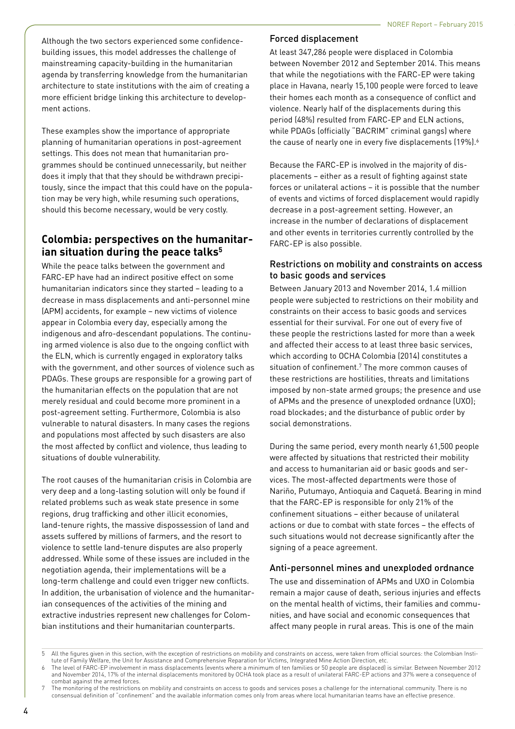Although the two sectors experienced some confidence-building issues, this model addresses the challenge of mainstreaming capacity-building in the humanitarian agenda by transferring knowledge from the humanitarian architecture to state institutions with the aim of creating a more efficient bridge linking this architecture to development actions.

These examples show the importance of appropriate planning of humanitarian operations in post-agreement settings. This does not mean that humanitarian programmes should be continued unnecessarily, but neither does it imply that that they should be withdrawn precipitously, since the impact that this could have on the population may be very high, while resuming such operations, should this become necessary, would be very costly.

## Colombia: perspectives on the humanitarian situation during the peace talks[5]

While the peace talks between the government and FARC-EP have had an indirect positive effect on some humanitarian indicators since they started – leading to a decrease in mass displacements and anti-personnel mine (APM) accidents, for example – new victims of violence appear in Colombia every day, especially among the indigenous and afro-descendant populations. The continuing armed violence is also due to the ongoing conflict with the ELN, which is currently engaged in exploratory talks with the government, and other sources of violence such as PDAGs. These groups are responsible for a growing part of the humanitarian effects on the population that are not merely residual and could become more prominent in a post-agreement setting. Furthermore, Colombia is also vulnerable to natural disasters. In many cases the regions and populations most affected by such disasters are also the most affected by conflict and violence, thus leading to situations of double vulnerability.

The root causes of the humanitarian crisis in Colombia are very deep and a long-lasting solution will only be found if related problems such as weak state presence in some regions, drug trafficking and other illicit economies, land-tenure rights, the massive dispossession of land and assets suffered by millions of farmers, and the resort to violence to settle land-tenure disputes are also properly addressed. While some of these issues are included in the negotiation agenda, their implementations will be a long-term challenge and could even trigger new conflicts. In addition, the urbanisation of violence and the humanitarian consequences of the activities of the mining and extractive industries represent new challenges for Colombian institutions and their humanitarian counterparts.

### Forced displacement

At least 347,286 people were displaced in Colombia between November 2012 and September 2014. This means that while the negotiations with the FARC-EP were taking place in Havana, nearly 15,100 people were forced to leave their homes each month as a consequence of conflict and violence. Nearly half of the displacements during this period (48%) resulted from FARC-EP and ELN actions, while PDAGs (officially "BACRIM" criminal gangs) where the cause of nearly one in every five displacements (19%).[6]

Because the FARC-EP is involved in the majority of displacements – either as a result of fighting against state forces or unilateral actions – it is possible that the number of events and victims of forced displacement would rapidly decrease in a post-agreement setting. However, an increase in the number of declarations of displacement and other events in territories currently controlled by the FARC-EP is also possible.

### Restrictions on mobility and constraints on access to basic goods and services

Between January 2013 and November 2014, 1.4 million people were subjected to restrictions on their mobility and constraints on their access to basic goods and services essential for their survival. For one out of every five of these people the restrictions lasted for more than a week and affected their access to at least three basic services, which according to OCHA Colombia (2014) constitutes a situation of confinement.[7] The more common causes of these restrictions are hostilities, threats and limitations imposed by non-state armed groups; the presence and use of APMs and the presence of unexploded ordnance (UXO); road blockades; and the disturbance of public order by social demonstrations.

During the same period, every month nearly 61,500 people were affected by situations that restricted their mobility and access to humanitarian aid or basic goods and services. The most-affected departments were those of Nariño, Putumayo, Antioquia and Caquetá. Bearing in mind that the FARC-EP is responsible for only 21% of the confinement situations – either because of unilateral actions or due to combat with state forces – the effects of such situations would not decrease significantly after the signing of a peace agreement.

### Anti-personnel mines and unexploded ordnance

The use and dissemination of APMs and UXO in Colombia remain a major cause of death, serious injuries and effects on the mental health of victims, their families and communities, and have social and economic consequences that affect many people in rural areas. This is one of the main

---

5 All the figures given in this section, with the exception of restrictions on mobility and constraints on access, were taken from official sources: the Colombian Institute of Family Welfare, the Unit for Assistance and Comprehensive Reparation for Victims, Integrated Mine Action Direction, etc.

6 The level of FARC-EP involvement in mass displacements (events where a minimum of ten families or 50 people are displaced) is similar. Between November 2012 and November 2014, 17% of the internal displacements monitored by OCHA took place as a result of unilateral FARC-EP actions and 37% were a consequence of combat against the armed forces.

7 The monitoring of the restrictions on mobility and constraints on access to goods and services poses a challenge for the international community. There is no consensual definition of "confinement" and the available information comes only from areas where local humanitarian teams have an effective presence.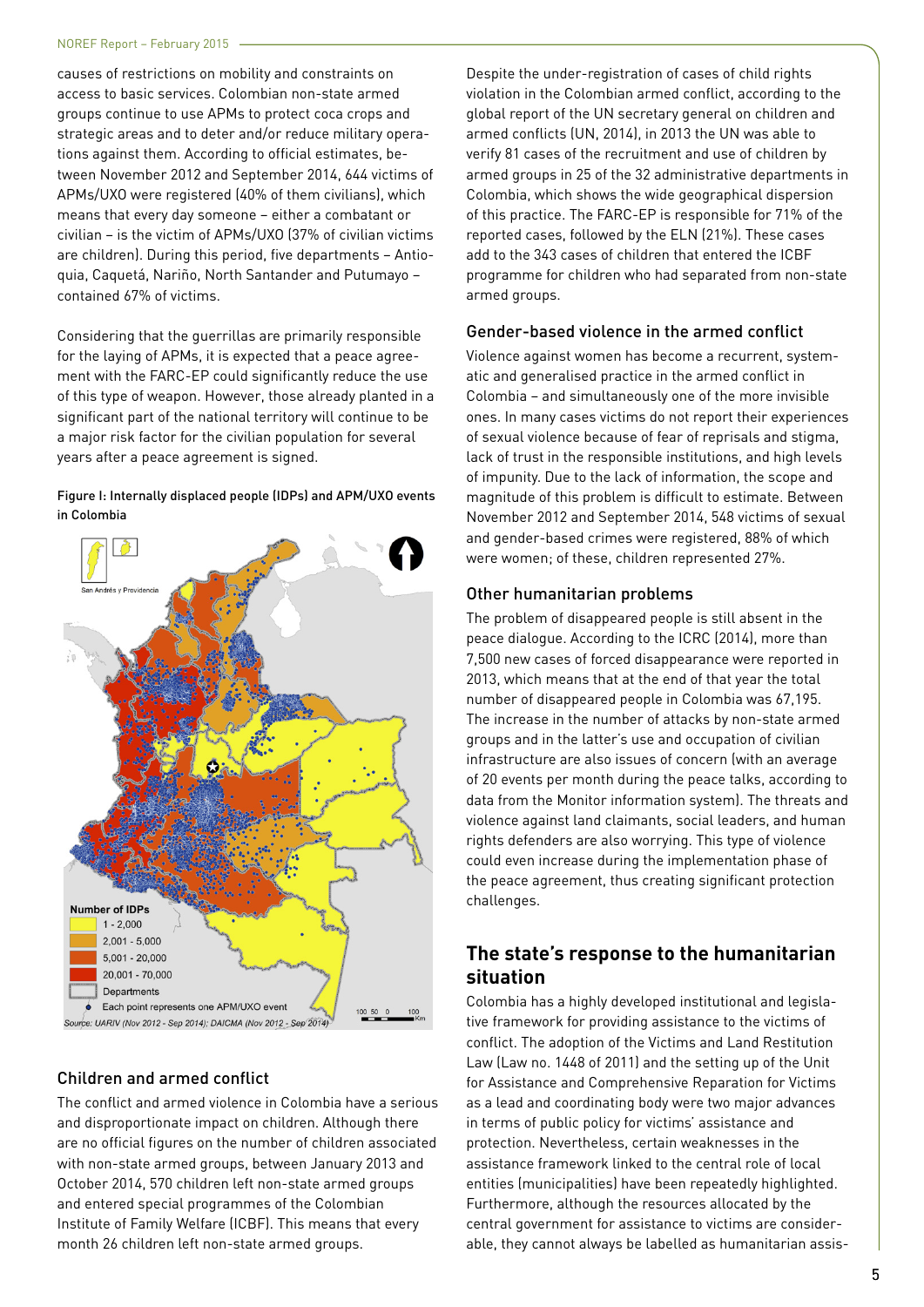causes of restrictions on mobility and constraints on access to basic services. Colombian non-state armed groups continue to use APMs to protect coca crops and strategic areas and to deter and/or reduce military operations against them. According to official estimates, between November 2012 and September 2014, 644 victims of APMs/UXO were registered (40% of them civilians), which means that every day someone – either a combatant or civilian – is the victim of APMs/UXO (37% of civilian victims are children). During this period, five departments – Antioquia, Caquetá, Nariño, North Santander and Putumayo – contained 67% of victims.

Considering that the guerrillas are primarily responsible for the laying of APMs, it is expected that a peace agreement with the FARC-EP could significantly reduce the use of this type of weapon. However, those already planted in a significant part of the national territory will continue to be a major risk factor for the civilian population for several years after a peace agreement is signed.

Figure I: Internally displaced people (IDPs) and APM/UXO events in Colombia

San Andrés y Providencia

Number of IDPs
- 1 - 2,000
- 2,001 - 5,000
- 5,001 - 20,000
- 20,001 - 70,000
- Departments
- Each point represents one APM/UXO event

Source: UARIV (Nov 2012 - Sep 2014); DAICMA (Nov 2012 - Sep 2014)

## Children and armed conflict

The conflict and armed violence in Colombia have a serious and disproportionate impact on children. Although there are no official figures on the number of children associated with non-state armed groups, between January 2013 and October 2014, 570 children left non-state armed groups and entered special programmes of the Colombian Institute of Family Welfare (ICBF). This means that every month 26 children left non-state armed groups.

Despite the under-registration of cases of child rights violation in the Colombian armed conflict, according to the global report of the UN secretary general on children and armed conflicts (UN, 2014), in 2013 the UN was able to verify 81 cases of the recruitment and use of children by armed groups in 25 of the 32 administrative departments in Colombia, which shows the wide geographical dispersion of this practice. The FARC-EP is responsible for 71% of the reported cases, followed by the ELN (21%). These cases add to the 343 cases of children that entered the ICBF programme for children who had separated from non-state armed groups.

## Gender-based violence in the armed conflict

Violence against women has become a recurrent, systematic and generalised practice in the armed conflict in Colombia – and simultaneously one of the more invisible ones. In many cases victims do not report their experiences of sexual violence because of fear of reprisals and stigma, lack of trust in the responsible institutions, and high levels of impunity. Due to the lack of information, the scope and magnitude of this problem is difficult to estimate. Between November 2012 and September 2014, 548 victims of sexual and gender-based crimes were registered, 88% of which were women; of these, children represented 27%.

## Other humanitarian problems

The problem of disappeared people is still absent in the peace dialogue. According to the ICRC (2014), more than 7,500 new cases of forced disappearance were reported in 2013, which means that at the end of that year the total number of disappeared people in Colombia was 67,195. The increase in the number of attacks by non-state armed groups and in the latter's use and occupation of civilian infrastructure are also issues of concern (with an average of 20 events per month during the peace talks, according to data from the Monitor information system). The threats and violence against land claimants, social leaders, and human rights defenders are also worrying. This type of violence could even increase during the implementation phase of the peace agreement, thus creating significant protection challenges.

# The state's response to the humanitarian situation

Colombia has a highly developed institutional and legislative framework for providing assistance to the victims of conflict. The adoption of the Victims and Land Restitution Law (Law no. 1448 of 2011) and the setting up of the Unit for Assistance and Comprehensive Reparation for Victims as a lead and coordinating body were two major advances in terms of public policy for victims' assistance and protection. Nevertheless, certain weaknesses in the assistance framework linked to the central role of local entities (municipalities) have been repeatedly highlighted. Furthermore, although the resources allocated by the central government for assistance to victims are considerable, they cannot always be labelled as humanitarian assis-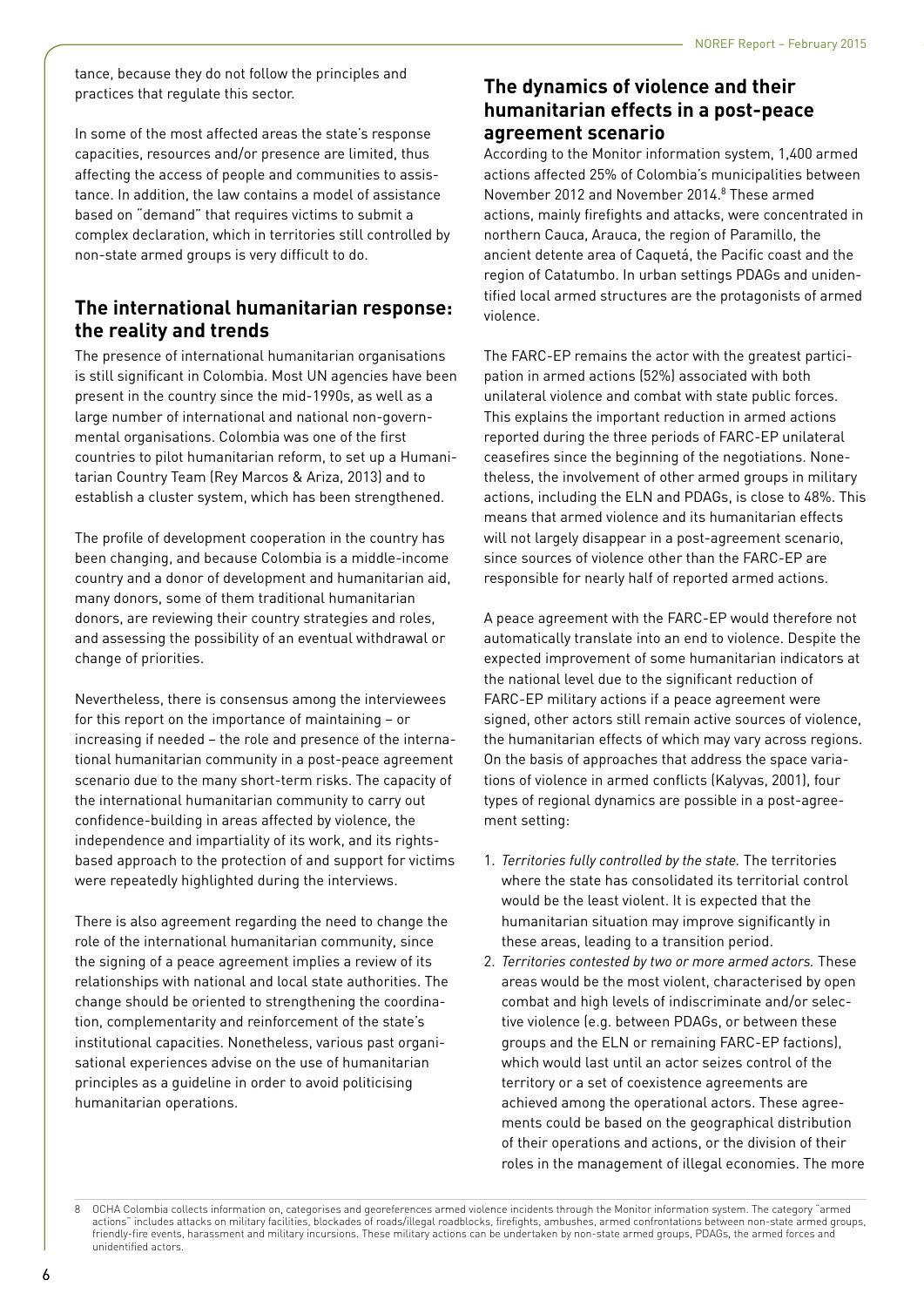tance, because they do not follow the principles and practices that regulate this sector.

In some of the most affected areas the state's response capacities, resources and/or presence are limited, thus affecting the access of people and communities to assistance. In addition, the law contains a model of assistance based on "demand" that requires victims to submit a complex declaration, which in territories still controlled by non-state armed groups is very difficult to do.

## The international humanitarian response: the reality and trends

The presence of international humanitarian organisations is still significant in Colombia. Most UN agencies have been present in the country since the mid-1990s, as well as a large number of international and national non-governmental organisations. Colombia was one of the first countries to pilot humanitarian reform, to set up a Humanitarian Country Team (Rey Marcos & Ariza, 2013) and to establish a cluster system, which has been strengthened.

The profile of development cooperation in the country has been changing, and because Colombia is a middle-income country and a donor of development and humanitarian aid, many donors, some of them traditional humanitarian donors, are reviewing their country strategies and roles, and assessing the possibility of an eventual withdrawal or change of priorities.

Nevertheless, there is consensus among the interviewees for this report on the importance of maintaining – or increasing if needed – the role and presence of the international humanitarian community in a post-peace agreement scenario due to the many short-term risks. The capacity of the international humanitarian community to carry out confidence-building in areas affected by violence, the independence and impartiality of its work, and its rights-based approach to the protection of and support for victims were repeatedly highlighted during the interviews.

There is also agreement regarding the need to change the role of the international humanitarian community, since the signing of a peace agreement implies a review of its relationships with national and local state authorities. The change should be oriented to strengthening the coordination, complementarity and reinforcement of the state's institutional capacities. Nonetheless, various past organisational experiences advise on the use of humanitarian principles as a guideline in order to avoid politicising humanitarian operations.

## The dynamics of violence and their humanitarian effects in a post-peace agreement scenario

According to the Monitor information system, 1,400 armed actions affected 25% of Colombia's municipalities between November 2012 and November 2014.[8] These armed actions, mainly firefights and attacks, were concentrated in northern Cauca, Arauca, the region of Paramillo, the ancient detente area of Caquetá, the Pacific coast and the region of Catatumbo. In urban settings PDAGs and unidentified local armed structures are the protagonists of armed violence.

The FARC-EP remains the actor with the greatest participation in armed actions (52%) associated with both unilateral violence and combat with state public forces. This explains the important reduction in armed actions reported during the three periods of FARC-EP unilateral ceasefires since the beginning of the negotiations. Nonetheless, the involvement of other armed groups in military actions, including the ELN and PDAGs, is close to 48%. This means that armed violence and its humanitarian effects will not largely disappear in a post-agreement scenario, since sources of violence other than the FARC-EP are responsible for nearly half of reported armed actions.

A peace agreement with the FARC-EP would therefore not automatically translate into an end to violence. Despite the expected improvement of some humanitarian indicators at the national level due to the significant reduction of FARC-EP military actions if a peace agreement were signed, other actors still remain active sources of violence, the humanitarian effects of which may vary across regions. On the basis of approaches that address the space variations of violence in armed conflicts (Kalyvas, 2001), four types of regional dynamics are possible in a post-agreement setting:

1. *Territories fully controlled by the state.* The territories where the state has consolidated its territorial control would be the least violent. It is expected that the humanitarian situation may improve significantly in these areas, leading to a transition period.
2. *Territories contested by two or more armed actors.* These areas would be the most violent, characterised by open combat and high levels of indiscriminate and/or selective violence (e.g. between PDAGs, or between these groups and the ELN or remaining FARC-EP factions), which would last until an actor seizes control of the territory or a set of coexistence agreements are achieved among the operational actors. These agreements could be based on the geographical distribution of their operations and actions, or the division of their roles in the management of illegal economies. The more

---

8 OCHA Colombia collects information on, categorises and georeferences armed violence incidents through the Monitor information system. The category "armed actions" includes attacks on military facilities, blockades of roads/illegal roadblocks, firefights, ambushes, armed confrontations between non-state armed groups, friendly-fire events, harassment and military incursions. These military actions can be undertaken by non-state armed groups, PDAGs, the armed forces and unidentified actors.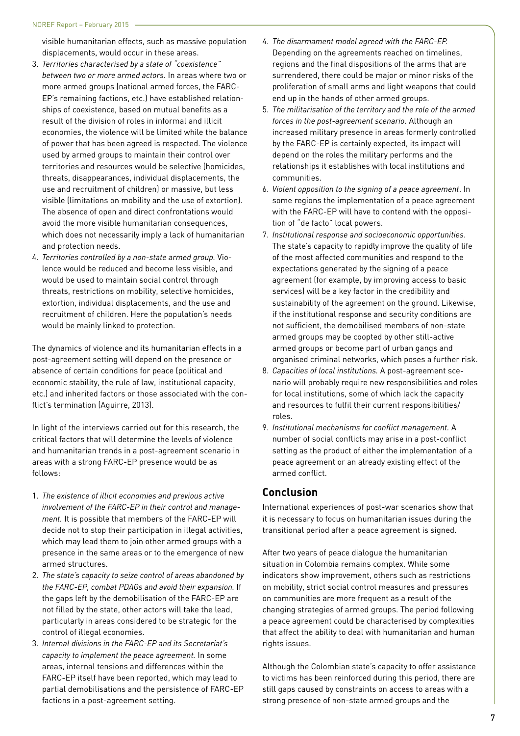visible humanitarian effects, such as massive population displacements, would occur in these areas.

3. *Territories characterised by a state of "coexistence" between two or more armed actors.* In areas where two or more armed groups (national armed forces, the FARC-EP's remaining factions, etc.) have established relationships of coexistence, based on mutual benefits as a result of the division of roles in informal and illicit economies, the violence will be limited while the balance of power that has been agreed is respected. The violence used by armed groups to maintain their control over territories and resources would be selective (homicides, threats, disappearances, individual displacements, the use and recruitment of children) or massive, but less visible (limitations on mobility and the use of extortion). The absence of open and direct confrontations would avoid the more visible humanitarian consequences, which does not necessarily imply a lack of humanitarian and protection needs.
4. *Territories controlled by a non-state armed group.* Violence would be reduced and become less visible, and would be used to maintain social control through threats, restrictions on mobility, selective homicides, extortion, individual displacements, and the use and recruitment of children. Here the population's needs would be mainly linked to protection.

The dynamics of violence and its humanitarian effects in a post-agreement setting will depend on the presence or absence of certain conditions for peace (political and economic stability, the rule of law, institutional capacity, etc.) and inherited factors or those associated with the conflict's termination (Aguirre, 2013).

In light of the interviews carried out for this research, the critical factors that will determine the levels of violence and humanitarian trends in a post-agreement scenario in areas with a strong FARC-EP presence would be as follows:

1. *The existence of illicit economies and previous active involvement of the FARC-EP in their control and management.* It is possible that members of the FARC-EP will decide not to stop their participation in illegal activities, which may lead them to join other armed groups with a presence in the same areas or to the emergence of new armed structures.
2. *The state's capacity to seize control of areas abandoned by the FARC-EP, combat PDAGs and avoid their expansion.* If the gaps left by the demobilisation of the FARC-EP are not filled by the state, other actors will take the lead, particularly in areas considered to be strategic for the control of illegal economies.
3. *Internal divisions in the FARC-EP and its Secretariat's capacity to implement the peace agreement.* In some areas, internal tensions and differences within the FARC-EP itself have been reported, which may lead to partial demobilisations and the persistence of FARC-EP factions in a post-agreement setting.
4. *The disarmament model agreed with the FARC-EP.* Depending on the agreements reached on timelines, regions and the final dispositions of the arms that are surrendered, there could be major or minor risks of the proliferation of small arms and light weapons that could end up in the hands of other armed groups.
5. *The militarisation of the territory and the role of the armed forces in the post-agreement scenario.* Although an increased military presence in areas formerly controlled by the FARC-EP is certainly expected, its impact will depend on the roles the military performs and the relationships it establishes with local institutions and communities.
6. *Violent opposition to the signing of a peace agreement.* In some regions the implementation of a peace agreement with the FARC-EP will have to contend with the opposition of "de facto" local powers.
7. *Institutional response and socioeconomic opportunities.* The state's capacity to rapidly improve the quality of life of the most affected communities and respond to the expectations generated by the signing of a peace agreement (for example, by improving access to basic services) will be a key factor in the credibility and sustainability of the agreement on the ground. Likewise, if the institutional response and security conditions are not sufficient, the demobilised members of non-state armed groups may be coopted by other still-active armed groups or become part of urban gangs and organised criminal networks, which poses a further risk.
8. *Capacities of local institutions.* A post-agreement scenario will probably require new responsibilities and roles for local institutions, some of which lack the capacity and resources to fulfil their current responsibilities/roles.
9. *Institutional mechanisms for conflict management.* A number of social conflicts may arise in a post-conflict setting as the product of either the implementation of a peace agreement or an already existing effect of the armed conflict.

## Conclusion

International experiences of post-war scenarios show that it is necessary to focus on humanitarian issues during the transitional period after a peace agreement is signed.

After two years of peace dialogue the humanitarian situation in Colombia remains complex. While some indicators show improvement, others such as restrictions on mobility, strict social control measures and pressures on communities are more frequent as a result of the changing strategies of armed groups. The period following a peace agreement could be characterised by complexities that affect the ability to deal with humanitarian and human rights issues.

Although the Colombian state's capacity to offer assistance to victims has been reinforced during this period, there are still gaps caused by constraints on access to areas with a strong presence of non-state armed groups and the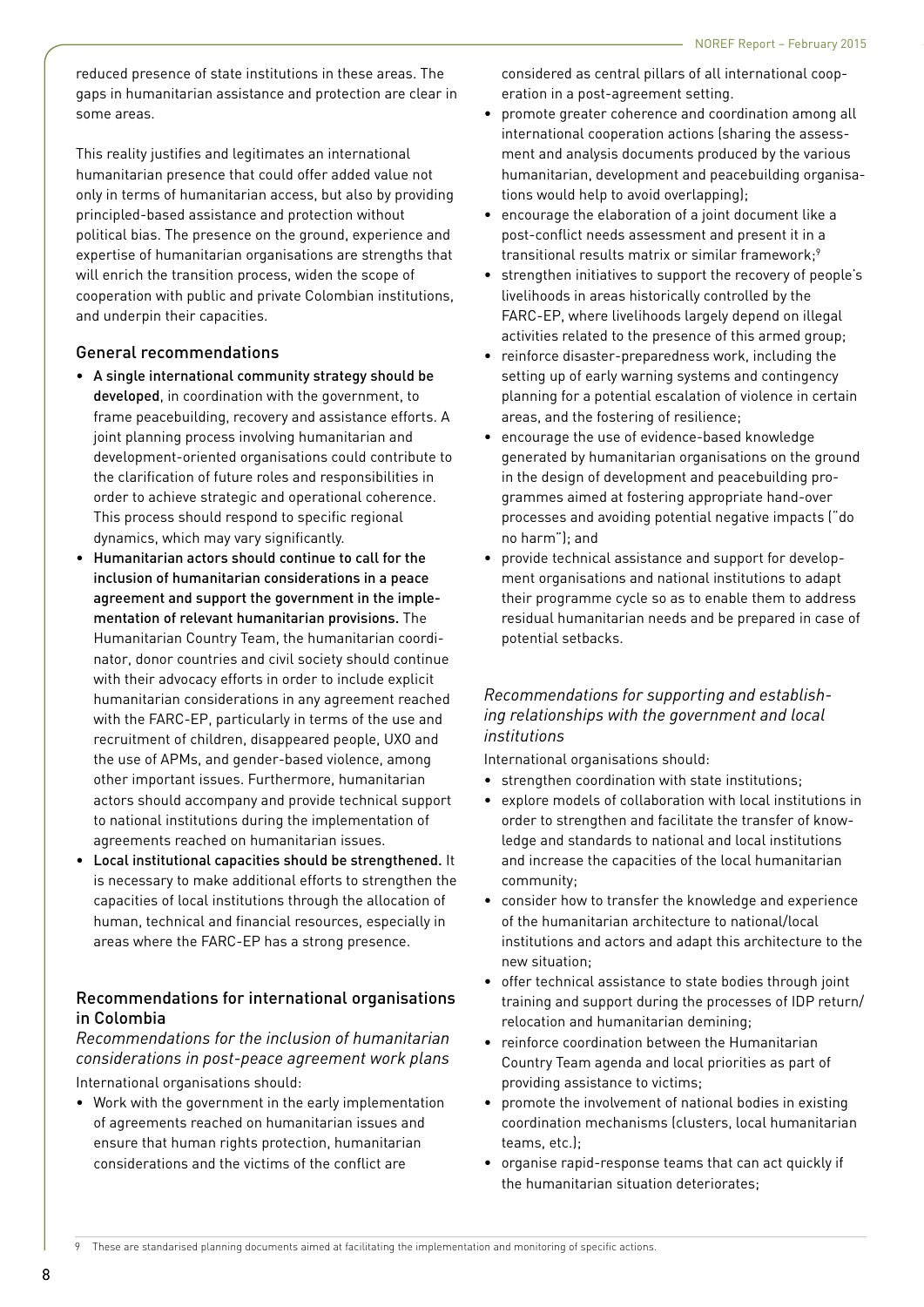reduced presence of state institutions in these areas. The gaps in humanitarian assistance and protection are clear in some areas.

This reality justifies and legitimates an international humanitarian presence that could offer added value not only in terms of humanitarian access, but also by providing principled-based assistance and protection without political bias. The presence on the ground, experience and expertise of humanitarian organisations are strengths that will enrich the transition process, widen the scope of cooperation with public and private Colombian institutions, and underpin their capacities.

### General recommendations

- **A single international community strategy should be developed**, in coordination with the government, to frame peacebuilding, recovery and assistance efforts. A joint planning process involving humanitarian and development-oriented organisations could contribute to the clarification of future roles and responsibilities in order to achieve strategic and operational coherence. This process should respond to specific regional dynamics, which may vary significantly.
- **Humanitarian actors should continue to call for the inclusion of humanitarian considerations in a peace agreement and support the government in the implementation of relevant humanitarian provisions.** The Humanitarian Country Team, the humanitarian coordinator, donor countries and civil society should continue with their advocacy efforts in order to include explicit humanitarian considerations in any agreement reached with the FARC-EP, particularly in terms of the use and recruitment of children, disappeared people, UXO and the use of APMs, and gender-based violence, among other important issues. Furthermore, humanitarian actors should accompany and provide technical support to national institutions during the implementation of agreements reached on humanitarian issues.
- **Local institutional capacities should be strengthened.** It is necessary to make additional efforts to strengthen the capacities of local institutions through the allocation of human, technical and financial resources, especially in areas where the FARC-EP has a strong presence.

### Recommendations for international organisations in Colombia

#### *Recommendations for the inclusion of humanitarian considerations in post-peace agreement work plans*

International organisations should:

- Work with the government in the early implementation of agreements reached on humanitarian issues and ensure that human rights protection, humanitarian considerations and the victims of the conflict are considered as central pillars of all international cooperation in a post-agreement setting.
- promote greater coherence and coordination among all international cooperation actions (sharing the assessment and analysis documents produced by the various humanitarian, development and peacebuilding organisations would help to avoid overlapping);
- encourage the elaboration of a joint document like a post-conflict needs assessment and present it in a transitional results matrix or similar framework;[9]
- strengthen initiatives to support the recovery of people's livelihoods in areas historically controlled by the FARC-EP, where livelihoods largely depend on illegal activities related to the presence of this armed group;
- reinforce disaster-preparedness work, including the setting up of early warning systems and contingency planning for a potential escalation of violence in certain areas, and the fostering of resilience;
- encourage the use of evidence-based knowledge generated by humanitarian organisations on the ground in the design of development and peacebuilding programmes aimed at fostering appropriate hand-over processes and avoiding potential negative impacts ("do no harm"); and
- provide technical assistance and support for development organisations and national institutions to adapt their programme cycle so as to enable them to address residual humanitarian needs and be prepared in case of potential setbacks.

#### *Recommendations for supporting and establishing relationships with the government and local institutions*

International organisations should:

- strengthen coordination with state institutions;
- explore models of collaboration with local institutions in order to strengthen and facilitate the transfer of knowledge and standards to national and local institutions and increase the capacities of the local humanitarian community;
- consider how to transfer the knowledge and experience of the humanitarian architecture to national/local institutions and actors and adapt this architecture to the new situation;
- offer technical assistance to state bodies through joint training and support during the processes of IDP return/relocation and humanitarian demining;
- reinforce coordination between the Humanitarian Country Team agenda and local priorities as part of providing assistance to victims;
- promote the involvement of national bodies in existing coordination mechanisms (clusters, local humanitarian teams, etc.);
- organise rapid-response teams that can act quickly if the humanitarian situation deteriorates;

9 These are standarised planning documents aimed at facilitating the implementation and monitoring of specific actions.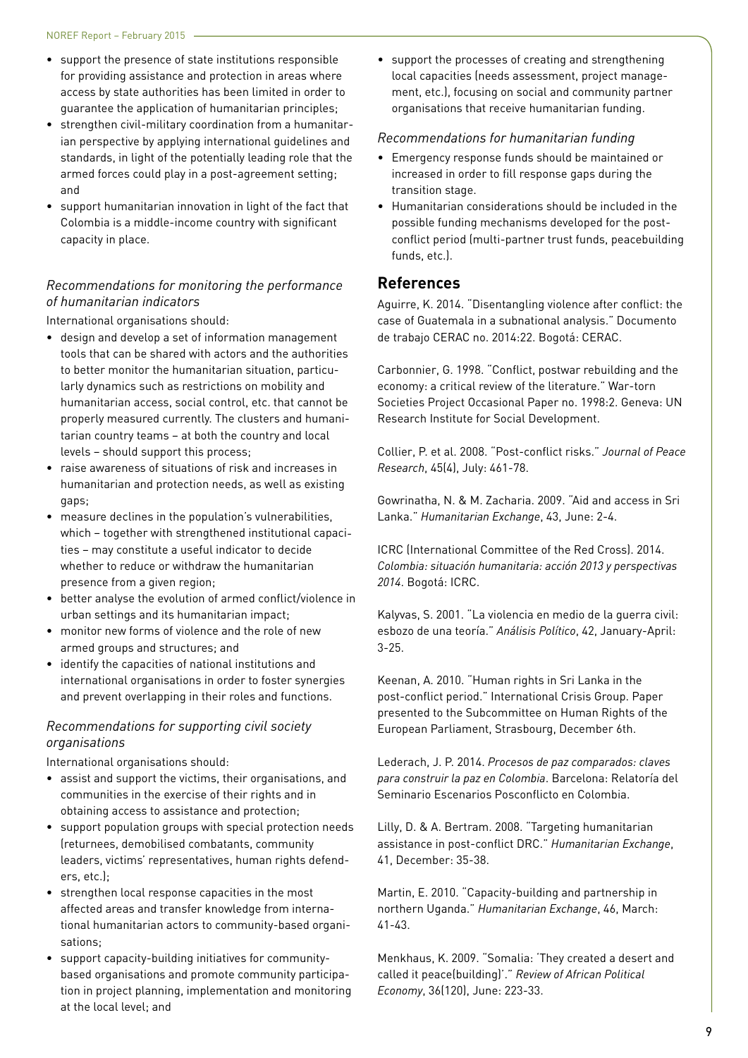- support the presence of state institutions responsible for providing assistance and protection in areas where access by state authorities has been limited in order to guarantee the application of humanitarian principles;
- strengthen civil-military coordination from a humanitarian perspective by applying international guidelines and standards, in light of the potentially leading role that the armed forces could play in a post-agreement setting; and
- support humanitarian innovation in light of the fact that Colombia is a middle-income country with significant capacity in place.

### *Recommendations for monitoring the performance of humanitarian indicators*

International organisations should:

- design and develop a set of information management tools that can be shared with actors and the authorities to better monitor the humanitarian situation, particularly dynamics such as restrictions on mobility and humanitarian access, social control, etc. that cannot be properly measured currently. The clusters and humanitarian country teams – at both the country and local levels – should support this process;
- raise awareness of situations of risk and increases in humanitarian and protection needs, as well as existing gaps;
- measure declines in the population's vulnerabilities, which – together with strengthened institutional capacities – may constitute a useful indicator to decide whether to reduce or withdraw the humanitarian presence from a given region;
- better analyse the evolution of armed conflict/violence in urban settings and its humanitarian impact;
- monitor new forms of violence and the role of new armed groups and structures; and
- identify the capacities of national institutions and international organisations in order to foster synergies and prevent overlapping in their roles and functions.

### *Recommendations for supporting civil society organisations*

International organisations should:

- assist and support the victims, their organisations, and communities in the exercise of their rights and in obtaining access to assistance and protection;
- support population groups with special protection needs (returnees, demobilised combatants, community leaders, victims' representatives, human rights defenders, etc.);
- strengthen local response capacities in the most affected areas and transfer knowledge from international humanitarian actors to community-based organisations;
- support capacity-building initiatives for community-based organisations and promote community participation in project planning, implementation and monitoring at the local level; and
- support the processes of creating and strengthening local capacities (needs assessment, project management, etc.), focusing on social and community partner organisations that receive humanitarian funding.

### *Recommendations for humanitarian funding*

- Emergency response funds should be maintained or increased in order to fill response gaps during the transition stage.
- Humanitarian considerations should be included in the possible funding mechanisms developed for the post-conflict period (multi-partner trust funds, peacebuilding funds, etc.).

## References

Aguirre, K. 2014. "Disentangling violence after conflict: the case of Guatemala in a subnational analysis." Documento de trabajo CERAC no. 2014:22. Bogotá: CERAC.

Carbonnier, G. 1998. "Conflict, postwar rebuilding and the economy: a critical review of the literature." War-torn Societies Project Occasional Paper no. 1998:2. Geneva: UN Research Institute for Social Development.

Collier, P. et al. 2008. "Post-conflict risks." *Journal of Peace Research*, 45(4), July: 461-78.

Gowrinatha, N. & M. Zacharia. 2009. "Aid and access in Sri Lanka." *Humanitarian Exchange*, 43, June: 2-4.

ICRC (International Committee of the Red Cross). 2014. *Colombia: situación humanitaria: acción 2013 y perspectivas 2014*. Bogotá: ICRC.

Kalyvas, S. 2001. "La violencia en medio de la guerra civil: esbozo de una teoría." *Análisis Político*, 42, January-April: 3-25.

Keenan, A. 2010. "Human rights in Sri Lanka in the post-conflict period." International Crisis Group. Paper presented to the Subcommittee on Human Rights of the European Parliament, Strasbourg, December 6th.

Lederach, J. P. 2014. *Procesos de paz comparados: claves para construir la paz en Colombia*. Barcelona: Relatoría del Seminario Escenarios Posconflicto en Colombia.

Lilly, D. & A. Bertram. 2008. "Targeting humanitarian assistance in post-conflict DRC." *Humanitarian Exchange*, 41, December: 35-38.

Martin, E. 2010. "Capacity-building and partnership in northern Uganda." *Humanitarian Exchange*, 46, March: 41-43.

Menkhaus, K. 2009. "Somalia: 'They created a desert and called it peace(building)'." *Review of African Political Economy*, 36(120), June: 223-33.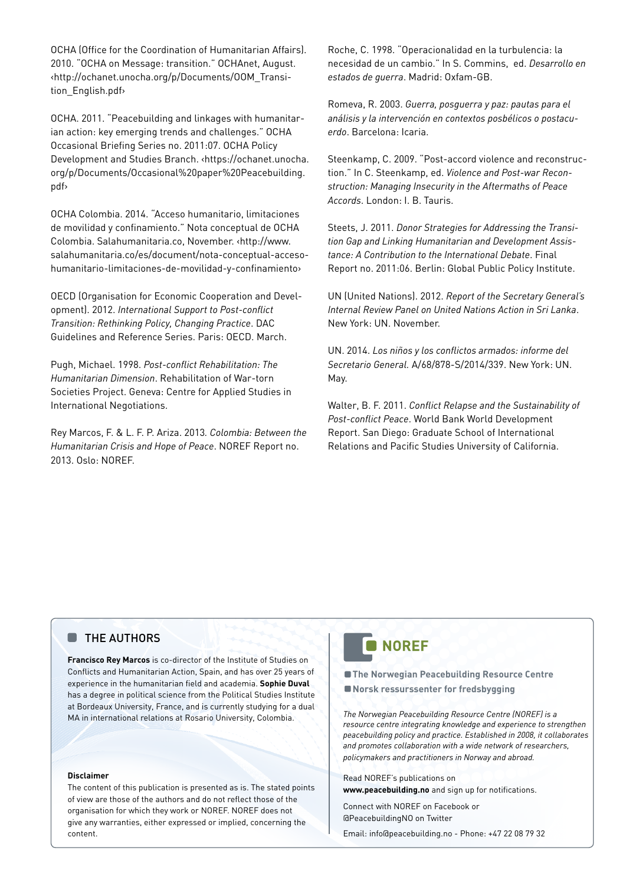OCHA (Office for the Coordination of Humanitarian Affairs). 2010. "OCHA on Message: transition." OCHAnet, August. ‹http://ochanet.unocha.org/p/Documents/OOM_Transition_English.pdf›

OCHA. 2011. "Peacebuilding and linkages with humanitarian action: key emerging trends and challenges." OCHA Occasional Briefing Series no. 2011:07. OCHA Policy Development and Studies Branch. ‹https://ochanet.unocha.org/p/Documents/Occasional%20paper%20Peacebuilding.pdf›

OCHA Colombia. 2014. "Acceso humanitario, limitaciones de movilidad y confinamiento." Nota conceptual de OCHA Colombia. Salahumanitaria.co, November. ‹http://www.salahumanitaria.co/es/document/nota-conceptual-acceso-humanitario-limitaciones-de-movilidad-y-confinamiento›

OECD (Organisation for Economic Cooperation and Development). 2012. *International Support to Post-conflict Transition: Rethinking Policy, Changing Practice*. DAC Guidelines and Reference Series. Paris: OECD. March.

Pugh, Michael. 1998. *Post-conflict Rehabilitation: The Humanitarian Dimension*. Rehabilitation of War-torn Societies Project. Geneva: Centre for Applied Studies in International Negotiations.

Rey Marcos, F. & L. F. P. Ariza. 2013. *Colombia: Between the Humanitarian Crisis and Hope of Peace*. NOREF Report no. 2013. Oslo: NOREF.

Roche, C. 1998. "Operacionalidad en la turbulencia: la necesidad de un cambio." In S. Commins, ed. *Desarrollo en estados de guerra*. Madrid: Oxfam-GB.

Romeva, R. 2003. *Guerra, posguerra y paz: pautas para el análisis y la intervención en contextos posbélicos o postacuerdo*. Barcelona: Icaria.

Steenkamp, C. 2009. "Post-accord violence and reconstruction." In C. Steenkamp, ed. *Violence and Post-war Reconstruction: Managing Insecurity in the Aftermaths of Peace Accords*. London: I. B. Tauris.

Steets, J. 2011. *Donor Strategies for Addressing the Transition Gap and Linking Humanitarian and Development Assistance: A Contribution to the International Debate*. Final Report no. 2011:06. Berlin: Global Public Policy Institute.

UN (United Nations). 2012. *Report of the Secretary General's Internal Review Panel on United Nations Action in Sri Lanka*. New York: UN. November.

UN. 2014. *Los niños y los conflictos armados: informe del Secretario General*. A/68/878-S/2014/339. New York: UN. May.

Walter, B. F. 2011. *Conflict Relapse and the Sustainability of Post-conflict Peace*. World Bank World Development Report. San Diego: Graduate School of International Relations and Pacific Studies University of California.

## THE AUTHORS

**Francisco Rey Marcos** is co-director of the Institute of Studies on Conflicts and Humanitarian Action, Spain, and has over 25 years of experience in the humanitarian field and academia. **Sophie Duval** has a degree in political science from the Political Studies Institute at Bordeaux University, France, and is currently studying for a dual MA in international relations at Rosario University, Colombia.

**Disclaimer**

The content of this publication is presented as is. The stated points of view are those of the authors and do not reflect those of the organisation for which they work or NOREF. NOREF does not give any warranties, either expressed or implied, concerning the content.

**NOREF**

**The Norwegian Peacebuilding Resource Centre**

**Norsk ressurssenter for fredsbygging**

*The Norwegian Peacebuilding Resource Centre (NOREF) is a resource centre integrating knowledge and experience to strengthen peacebuilding policy and practice. Established in 2008, it collaborates and promotes collaboration with a wide network of researchers, policymakers and practitioners in Norway and abroad.*

Read NOREF's publications on **www.peacebuilding.no** and sign up for notifications.

Connect with NOREF on Facebook or @PeacebuildingNO on Twitter

Email: info@peacebuilding.no - Phone: +47 22 08 79 32